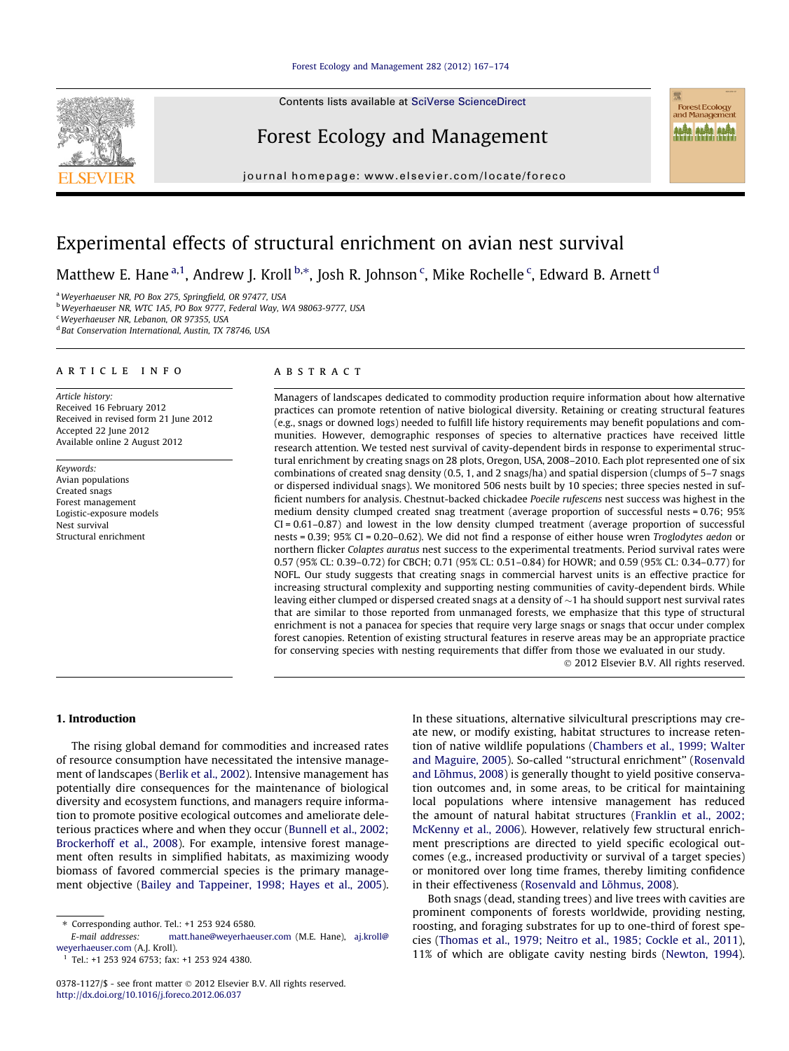# Experimental effects of structural enrichment on avian nest survival

Matthew E. Hane[a,1], Andrew J. Kroll[b,*], Josh R. Johnson[c], Mike Rochelle[c], Edward B. Arnett[d]

[a] Weyerhaeuser NR, PO Box 275, Springfield, OR 97477, USA
[b] Weyerhaeuser NR, WTC 1A5, PO Box 9777, Federal Way, WA 98063-9777, USA
[c] Weyerhaeuser NR, Lebanon, OR 97355, USA
[d] Bat Conservation International, Austin, TX 78746, USA

## ARTICLE INFO

*Article history:*
Received 16 February 2012
Received in revised form 21 June 2012
Accepted 22 June 2012
Available online 2 August 2012

*Keywords:*
Avian populations
Created snags
Forest management
Logistic-exposure models
Nest survival
Structural enrichment

## ABSTRACT

Managers of landscapes dedicated to commodity production require information about how alternative practices can promote retention of native biological diversity. Retaining or creating structural features (e.g., snags or downed logs) needed to fulfill life history requirements may benefit populations and communities. However, demographic responses of species to alternative practices have received little research attention. We tested nest survival of cavity-dependent birds in response to experimental structural enrichment by creating snags on 28 plots, Oregon, USA, 2008–2010. Each plot represented one of six combinations of created snag density (0.5, 1, and 2 snags/ha) and spatial dispersion (clumps of 5–7 snags or dispersed individual snags). We monitored 506 nests built by 10 species; three species nested in sufficient numbers for analysis. Chestnut-backed chickadee *Poecile rufescens* nest success was highest in the medium density clumped created snag treatment (average proportion of successful nests = 0.76; 95% CI = 0.61–0.87) and lowest in the low density clumped treatment (average proportion of successful nests = 0.39; 95% CI = 0.20–0.62). We did not find a response of either house wren *Troglodytes aedon* or northern flicker *Colaptes auratus* nest success to the experimental treatments. Period survival rates were 0.57 (95% CL: 0.39–0.72) for CBCH; 0.71 (95% CL: 0.51–0.84) for HOWR; and 0.59 (95% CL: 0.34–0.77) for NOFL. Our study suggests that creating snags in commercial harvest units is an effective practice for increasing structural complexity and supporting nesting communities of cavity-dependent birds. While leaving either clumped or dispersed created snags at a density of ~1 ha should support nest survival rates that are similar to those reported from unmanaged forests, we emphasize that this type of structural enrichment is not a panacea for species that require very large snags or snags that occur under complex forest canopies. Retention of existing structural features in reserve areas may be an appropriate practice for conserving species with nesting requirements that differ from those we evaluated in our study.

© 2012 Elsevier B.V. All rights reserved.

## 1. Introduction

The rising global demand for commodities and increased rates of resource consumption have necessitated the intensive management of landscapes (Berlik et al., 2002). Intensive management has potentially dire consequences for the maintenance of biological diversity and ecosystem functions, and managers require information to promote positive ecological outcomes and ameliorate deleterious practices where and when they occur (Bunnell et al., 2002; Brockerhoff et al., 2008). For example, intensive forest management often results in simplified habitats, as maximizing woody biomass of favored commercial species is the primary management objective (Bailey and Tappeiner, 1998; Hayes et al., 2005). In these situations, alternative silvicultural prescriptions may create new, or modify existing, habitat structures to increase retention of native wildlife populations (Chambers et al., 1999; Walter and Maguire, 2005). So-called "structural enrichment" (Rosenvald and Lõhmus, 2008) is generally thought to yield positive conservation outcomes and, in some areas, to be critical for maintaining local populations where intensive management has reduced the amount of natural habitat structures (Franklin et al., 2002; McKenny et al., 2006). However, relatively few structural enrichment prescriptions are directed to yield specific ecological outcomes (e.g., increased productivity or survival of a target species) or monitored over long time frames, thereby limiting confidence in their effectiveness (Rosenvald and Lõhmus, 2008).

Both snags (dead, standing trees) and live trees with cavities are prominent components of forests worldwide, providing nesting, roosting, and foraging substrates for up to one-third of forest species (Thomas et al., 1979; Neitro et al., 1985; Cockle et al., 2011), 11% of which are obligate cavity nesting birds (Newton, 1994).

* Corresponding author. Tel.: +1 253 924 6580.
E-mail addresses: matt.hane@weyerhaeuser.com (M.E. Hane), aj.kroll@weyerhaeuser.com (A.J. Kroll).
[1] Tel.: +1 253 924 6753; fax: +1 253 924 4380.

0378-1127/$ - see front matter © 2012 Elsevier B.V. All rights reserved.
http://dx.doi.org/10.1016/j.foreco.2012.06.037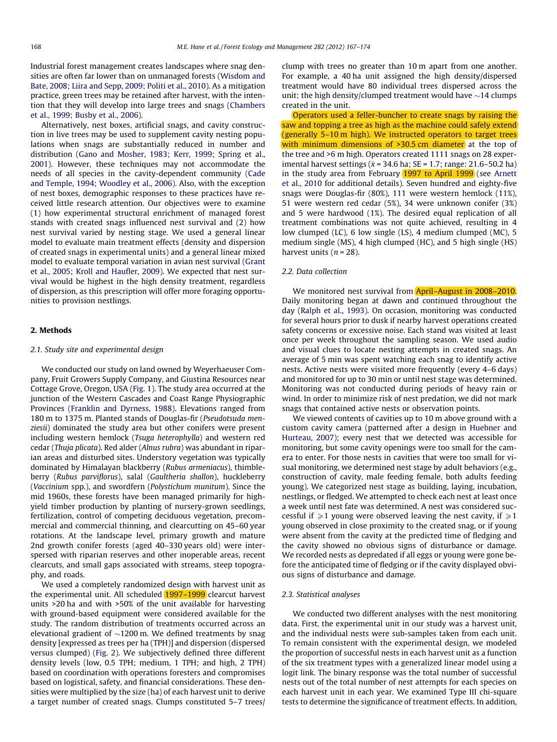Industrial forest management creates landscapes where snag densities are often far lower than on unmanaged forests (Wisdom and Bate, 2008; Liira and Sepp, 2009; Politi et al., 2010). As a mitigation practice, green trees may be retained after harvest, with the intention that they will develop into large trees and snags (Chambers et al., 1999; Busby et al., 2006).

Alternatively, nest boxes, artificial snags, and cavity construction in live trees may be used to supplement cavity nesting populations when snags are substantially reduced in number and distribution (Gano and Mosher, 1983; Kerr, 1999; Spring et al., 2001). However, these techniques may not accommodate the needs of all species in the cavity-dependent community (Cade and Temple, 1994; Woodley et al., 2006). Also, with the exception of nest boxes, demographic responses to these practices have received little research attention. Our objectives were to examine (1) how experimental structural enrichment of managed forest stands with created snags influenced nest survival and (2) how nest survival varied by nesting stage. We used a general linear model to evaluate main treatment effects (density and dispersion of created snags in experimental units) and a general linear mixed model to evaluate temporal variation in avian nest survival (Grant et al., 2005; Kroll and Haufler, 2009). We expected that nest survival would be highest in the high density treatment, regardless of dispersion, as this prescription will offer more foraging opportunities to provision nestlings.

## 2. Methods

### 2.1. Study site and experimental design

We conducted our study on land owned by Weyerhaeuser Company, Fruit Growers Supply Company, and Giustina Resources near Cottage Grove, Oregon, USA (Fig. 1). The study area occurred at the junction of the Western Cascades and Coast Range Physiographic Provinces (Franklin and Dyrness, 1988). Elevations ranged from 180 m to 1375 m. Planted stands of Douglas-fir (*Pseudotsuda menziesii*) dominated the study area but other conifers were present including western hemlock (*Tsuga heterophylla*) and western red cedar (*Thuja plicata*). Red alder (*Alnus rubra*) was abundant in riparian areas and disturbed sites. Understory vegetation was typically dominated by Himalayan blackberry (*Rubus armeniacus*), thimbleberry (*Rubus parviflorus*), salal (*Gaultheria shallon*), huckleberry (*Vaccinium* spp.), and swordfern (*Polystichum munitum*). Since the mid 1960s, these forests have been managed primarily for high-yield timber production by planting of nursery-grown seedlings, fertilization, control of competing deciduous vegetation, precommercial and commercial thinning, and clearcutting on 45–60 year rotations. At the landscape level, primary growth and mature 2nd growth conifer forests (aged 40–330 years old) were interspersed with riparian reserves and other inoperable areas, recent clearcuts, and small gaps associated with streams, steep topography, and roads.

We used a completely randomized design with harvest unit as the experimental unit. All scheduled 1997–1999 clearcut harvest units >20 ha and with >50% of the unit available for harvesting with ground-based equipment were considered available for the study. The random distribution of treatments occurred across an elevational gradient of ~1200 m. We defined treatments by snag density [expressed as trees per ha (TPH)] and dispersion (dispersed versus clumped) (Fig. 2). We subjectively defined three different density levels (low, 0.5 TPH; medium, 1 TPH; and high, 2 TPH) based on coordination with operations foresters and compromises based on logistical, safety, and financial considerations. These densities were multiplied by the size (ha) of each harvest unit to derive a target number of created snags. Clumps constituted 5–7 trees/clump with trees no greater than 10 m apart from one another. For example, a 40 ha unit assigned the high density/dispersed treatment would have 80 individual trees dispersed across the unit; the high density/clumped treatment would have ~14 clumps created in the unit.

Operators used a feller-buncher to create snags by raising the saw and topping a tree as high as the machine could safely extend (generally 5–10 m high). We instructed operators to target trees with minimum dimensions of >30.5 cm diameter at the top of the tree and >6 m high. Operators created 1111 snags on 28 experimental harvest settings ($\bar{x}$ = 34.6 ha; SE = 1.7; range: 21.6–50.2 ha) in the study area from February 1997 to April 1999 (see Arnett et al., 2010 for additional details). Seven hundred and eighty-five snags were Douglas-fir (80%), 111 were western hemlock (11%), 51 were western red cedar (5%), 34 were unknown conifer (3%) and 5 were hardwood (1%). The desired equal replication of all treatment combinations was not quite achieved, resulting in 4 low clumped (LC), 6 low single (LS), 4 medium clumped (MC), 5 medium single (MS), 4 high clumped (HC), and 5 high single (HS) harvest units ($n$ = 28).

### 2.2. Data collection

We monitored nest survival from April–August in 2008–2010. Daily monitoring began at dawn and continued throughout the day (Ralph et al., 1993). On occasion, monitoring was conducted for several hours prior to dusk if nearby harvest operations created safety concerns or excessive noise. Each stand was visited at least once per week throughout the sampling season. We used audio and visual clues to locate nesting attempts in created snags. An average of 5 min was spent watching each snag to identify active nests. Active nests were visited more frequently (every 4–6 days) and monitored for up to 30 min or until nest stage was determined. Monitoring was not conducted during periods of heavy rain or wind. In order to minimize risk of nest predation, we did not mark snags that contained active nests or observation points.

We viewed contents of cavities up to 10 m above ground with a custom cavity camera (patterned after a design in Huebner and Hurteau, 2007); every nest that we detected was accessible for monitoring, but some cavity openings were too small for the camera to enter. For those nests in cavities that were too small for visual monitoring, we determined nest stage by adult behaviors (e.g., construction of cavity, male feeding female, both adults feeding young). We categorized nest stage as building, laying, incubation, nestlings, or fledged. We attempted to check each nest at least once a week until nest fate was determined. A nest was considered successful if $\geqslant$1 young were observed leaving the nest cavity, if $\geqslant$1 young observed in close proximity to the created snag, or if young were absent from the cavity at the predicted time of fledging and the cavity showed no obvious signs of disturbance or damage. We recorded nests as depredated if all eggs or young were gone before the anticipated time of fledging or if the cavity displayed obvious signs of disturbance and damage.

### 2.3. Statistical analyses

We conducted two different analyses with the nest monitoring data. First, the experimental unit in our study was a harvest unit, and the individual nests were sub-samples taken from each unit. To remain consistent with the experimental design, we modeled the proportion of successful nests in each harvest unit as a function of the six treatment types with a generalized linear model using a logit link. The binary response was the total number of successful nests out of the total number of nest attempts for each species on each harvest unit in each year. We examined Type III chi-square tests to determine the significance of treatment effects. In addition,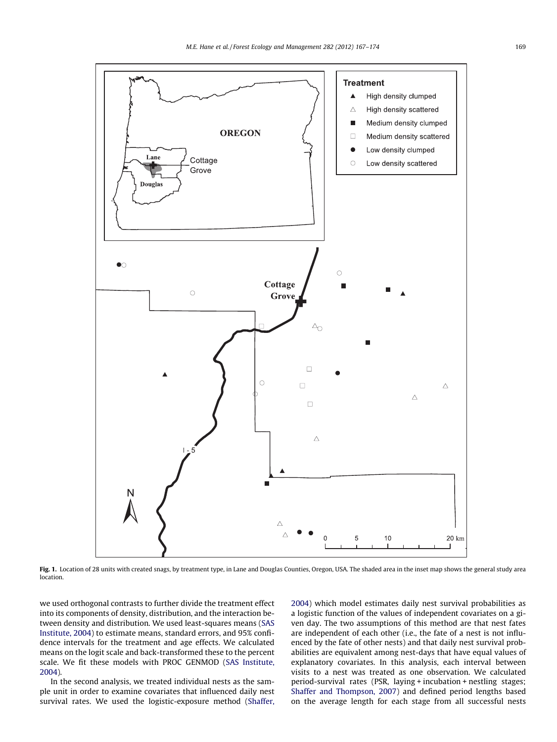Fig. 1. Location of 28 units with created snags, by treatment type, in Lane and Douglas Counties, Oregon, USA. The shaded area in the inset map shows the general study area location.

we used orthogonal contrasts to further divide the treatment effect into its components of density, distribution, and the interaction between density and distribution. We used least-squares means (SAS Institute, 2004) to estimate means, standard errors, and 95% confidence intervals for the treatment and age effects. We calculated means on the logit scale and back-transformed these to the percent scale. We fit these models with PROC GENMOD (SAS Institute, 2004).

In the second analysis, we treated individual nests as the sample unit in order to examine covariates that influenced daily nest survival rates. We used the logistic-exposure method (Shaffer, 2004) which model estimates daily nest survival probabilities as a logistic function of the values of independent covariates on a given day. The two assumptions of this method are that nest fates are independent of each other (i.e., the fate of a nest is not influenced by the fate of other nests) and that daily nest survival probabilities are equivalent among nest-days that have equal values of explanatory covariates. In this analysis, each interval between visits to a nest was treated as one observation. We calculated period-survival rates (PSR, laying + incubation + nestling stages; Shaffer and Thompson, 2007) and defined period lengths based on the average length for each stage from all successful nests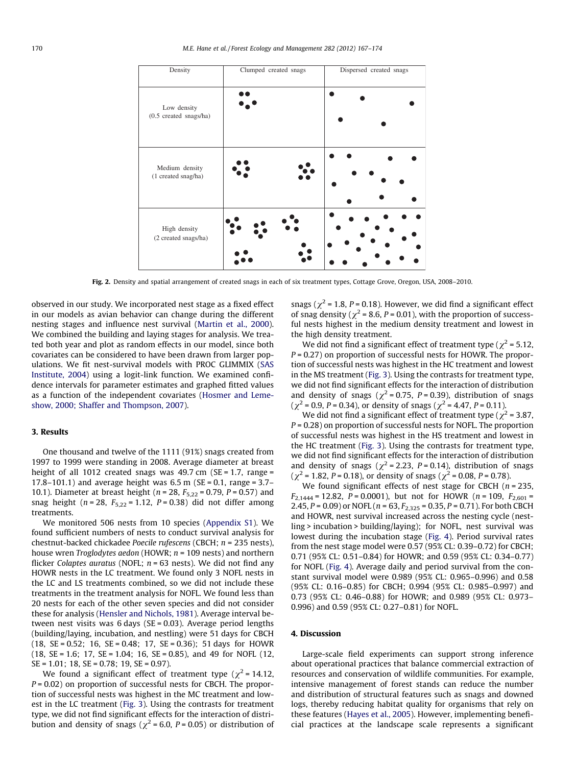| Density | Clumped created snags | Dispersed created snags |
|---|---|---|
| Low density (0.5 created snags/ha) | | |
| Medium density (1 created snag/ha) | | |
| High density (2 created snags/ha) | | |

**Fig. 2.** Density and spatial arrangement of created snags in each of six treatment types, Cottage Grove, Oregon, USA, 2008–2010.

observed in our study. We incorporated nest stage as a fixed effect in our models as avian behavior can change during the different nesting stages and influence nest survival (Martin et al., 2000). We combined the building and laying stages for analysis. We treated both year and plot as random effects in our model, since both covariates can be considered to have been drawn from larger populations. We fit nest-survival models with PROC GLIMMIX (SAS Institute, 2004) using a logit-link function. We examined confidence intervals for parameter estimates and graphed fitted values as a function of the independent covariates (Hosmer and Lemeshow, 2000; Shaffer and Thompson, 2007).

## 3. Results

One thousand and twelve of the 1111 (91%) snags created from 1997 to 1999 were standing in 2008. Average diameter at breast height of all 1012 created snags was 49.7 cm (SE = 1.7, range = 17.8–101.1) and average height was 6.5 m (SE = 0.1, range = 3.7–10.1). Diameter at breast height ($n$ = 28, $F_{5,22}$ = 0.79, $P$ = 0.57) and snag height ($n$ = 28, $F_{5,22}$ = 1.12, $P$ = 0.38) did not differ among treatments.

We monitored 506 nests from 10 species (Appendix S1). We found sufficient numbers of nests to conduct survival analysis for chestnut-backed chickadee *Poecile rufescens* (CBCH; $n$ = 235 nests), house wren *Troglodytes aedon* (HOWR; $n$ = 109 nests) and northern flicker *Colaptes auratus* (NOFL; $n$ = 63 nests). We did not find any HOWR nests in the LC treatment. We found only 3 NOFL nests in the LC and LS treatments combined, so we did not include these treatments in the treatment analysis for NOFL. We found less than 20 nests for each of the other seven species and did not consider these for analysis (Hensler and Nichols, 1981). Average interval between nest visits was 6 days (SE = 0.03). Average period lengths (building/laying, incubation, and nestling) were 51 days for CBCH (18, SE = 0.52; 16, SE = 0.48; 17, SE = 0.36); 51 days for HOWR (18, SE = 1.6; 17, SE = 1.04; 16, SE = 0.85), and 49 for NOFL (12, SE = 1.01; 18, SE = 0.78; 19, SE = 0.97).

We found a significant effect of treatment type ($\chi^2$ = 14.12, $P$ = 0.02) on proportion of successful nests for CBCH. The proportion of successful nests was highest in the MC treatment and lowest in the LC treatment (Fig. 3). Using the contrasts for treatment type, we did not find significant effects for the interaction of distribution and density of snags ($\chi^2$ = 6.0, $P$ = 0.05) or distribution of snags ($\chi^2$ = 1.8, $P$ = 0.18). However, we did find a significant effect of snag density ($\chi^2$ = 8.6, $P$ = 0.01), with the proportion of successful nests highest in the medium density treatment and lowest in the high density treatment.

We did not find a significant effect of treatment type ($\chi^2$ = 5.12, $P$ = 0.27) on proportion of successful nests for HOWR. The proportion of successful nests was highest in the HC treatment and lowest in the MS treatment (Fig. 3). Using the contrasts for treatment type, we did not find significant effects for the interaction of distribution and density of snags ($\chi^2$ = 0.75, $P$ = 0.39), distribution of snags ($\chi^2$ = 0.9, $P$ = 0.34), or density of snags ($\chi^2$ = 4.47, $P$ = 0.11).

We did not find a significant effect of treatment type ($\chi^2$ = 3.87, $P$ = 0.28) on proportion of successful nests for NOFL. The proportion of successful nests was highest in the HS treatment and lowest in the HC treatment (Fig. 3). Using the contrasts for treatment type, we did not find significant effects for the interaction of distribution and density of snags ($\chi^2$ = 2.23, $P$ = 0.14), distribution of snags ($\chi^2$ = 1.82, $P$ = 0.18), or density of snags ($\chi^2$ = 0.08, $P$ = 0.78).

We found significant effects of nest stage for CBCH ($n$ = 235, $F_{2,1444}$ = 12.82, $P$ = 0.0001), but not for HOWR ($n$ = 109, $F_{2,601}$ = 2.45, $P$ = 0.09) or NOFL ($n$ = 63, $F_{2,325}$ = 0.35, $P$ = 0.71). For both CBCH and HOWR, nest survival increased across the nesting cycle (nestling > incubation > building/laying); for NOFL, nest survival was lowest during the incubation stage (Fig. 4). Period survival rates from the nest stage model were 0.57 (95% CL: 0.39–0.72) for CBCH; 0.71 (95% CL: 0.51–0.84) for HOWR; and 0.59 (95% CL: 0.34–0.77) for NOFL (Fig. 4). Average daily and period survival from the constant survival model were 0.989 (95% CL: 0.965–0.996) and 0.58 (95% CL: 0.16–0.85) for CBCH; 0.994 (95% CL: 0.985–0.997) and 0.73 (95% CL: 0.46–0.88) for HOWR; and 0.989 (95% CL: 0.973–0.996) and 0.59 (95% CL: 0.27–0.81) for NOFL.

## 4. Discussion

Large-scale field experiments can support strong inference about operational practices that balance commercial extraction of resources and conservation of wildlife communities. For example, intensive management of forest stands can reduce the number and distribution of structural features such as snags and downed logs, thereby reducing habitat quality for organisms that rely on these features (Hayes et al., 2005). However, implementing beneficial practices at the landscape scale represents a significant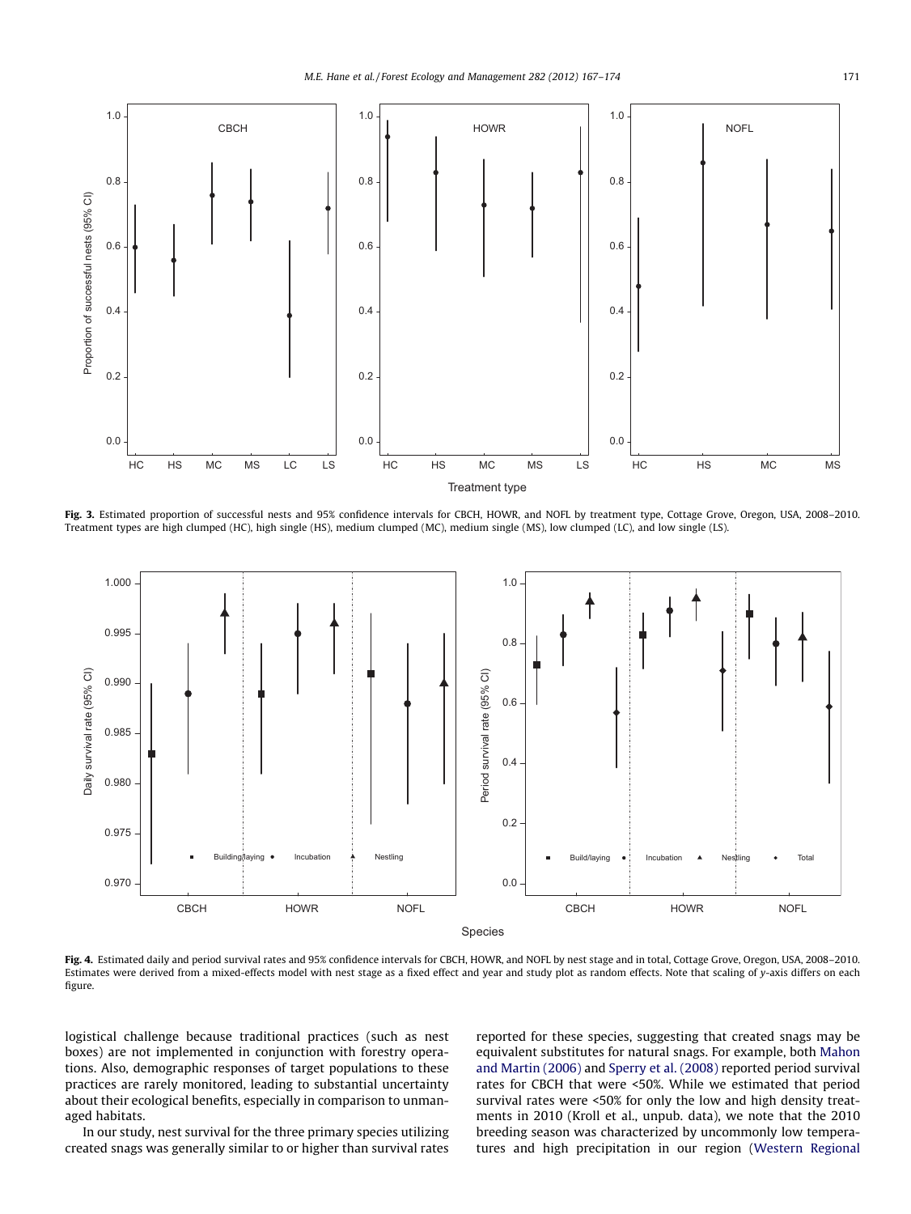Fig. 3. Estimated proportion of successful nests and 95% confidence intervals for CBCH, HOWR, and NOFL by treatment type, Cottage Grove, Oregon, USA, 2008–2010. Treatment types are high clumped (HC), high single (HS), medium clumped (MC), medium single (MS), low clumped (LC), and low single (LS).

Fig. 4. Estimated daily and period survival rates and 95% confidence intervals for CBCH, HOWR, and NOFL by nest stage and in total, Cottage Grove, Oregon, USA, 2008–2010. Estimates were derived from a mixed-effects model with nest stage as a fixed effect and year and study plot as random effects. Note that scaling of *y*-axis differs on each figure.

logistical challenge because traditional practices (such as nest boxes) are not implemented in conjunction with forestry operations. Also, demographic responses of target populations to these practices are rarely monitored, leading to substantial uncertainty about their ecological benefits, especially in comparison to unmanaged habitats.

In our study, nest survival for the three primary species utilizing created snags was generally similar to or higher than survival rates reported for these species, suggesting that created snags may be equivalent substitutes for natural snags. For example, both Mahon and Martin (2006) and Sperry et al. (2008) reported period survival rates for CBCH that were <50%. While we estimated that period survival rates were <50% for only the low and high density treatments in 2010 (Kroll et al., unpub. data), we note that the 2010 breeding season was characterized by uncommonly low temperatures and high precipitation in our region (Western Regional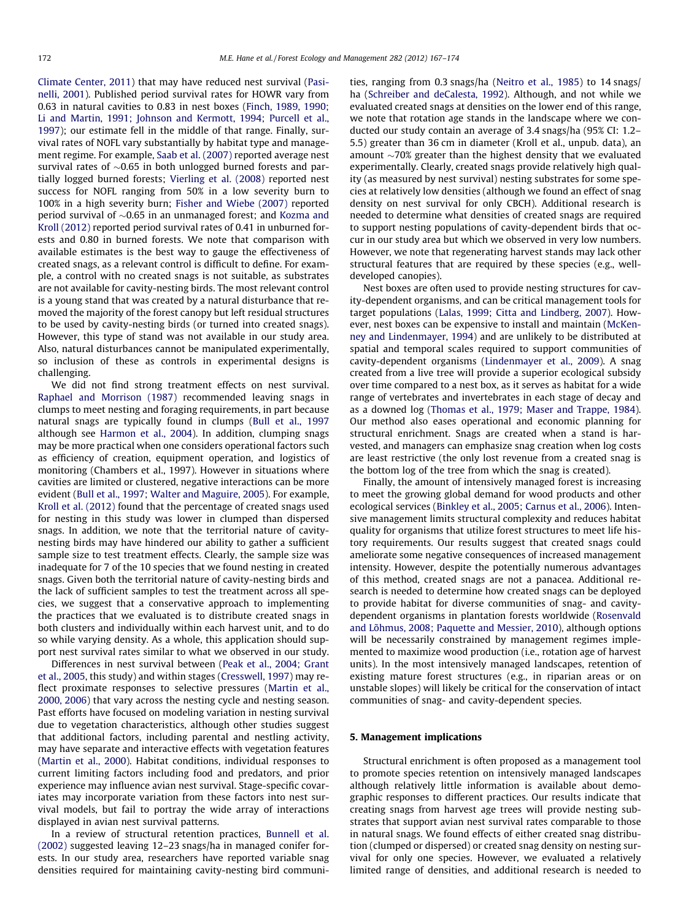Climate Center, 2011) that may have reduced nest survival (Pasinelli, 2001). Published period survival rates for HOWR vary from 0.63 in natural cavities to 0.83 in nest boxes (Finch, 1989, 1990; Li and Martin, 1991; Johnson and Kermott, 1994; Purcell et al., 1997); our estimate fell in the middle of that range. Finally, survival rates of NOFL vary substantially by habitat type and management regime. For example, Saab et al. (2007) reported average nest survival rates of ~0.65 in both unlogged burned forests and partially logged burned forests; Vierling et al. (2008) reported nest success for NOFL ranging from 50% in a low severity burn to 100% in a high severity burn; Fisher and Wiebe (2007) reported period survival of ~0.65 in an unmanaged forest; and Kozma and Kroll (2012) reported period survival rates of 0.41 in unburned forests and 0.80 in burned forests. We note that comparison with available estimates is the best way to gauge the effectiveness of created snags, as a relevant control is difficult to define. For example, a control with no created snags is not suitable, as substrates are not available for cavity-nesting birds. The most relevant control is a young stand that was created by a natural disturbance that removed the majority of the forest canopy but left residual structures to be used by cavity-nesting birds (or turned into created snags). However, this type of stand was not available in our study area. Also, natural disturbances cannot be manipulated experimentally, so inclusion of these as controls in experimental designs is challenging.

We did not find strong treatment effects on nest survival. Raphael and Morrison (1987) recommended leaving snags in clumps to meet nesting and foraging requirements, in part because natural snags are typically found in clumps (Bull et al., 1997 although see Harmon et al., 2004). In addition, clumping snags may be more practical when one considers operational factors such as efficiency of creation, equipment operation, and logistics of monitoring (Chambers et al., 1997). However in situations where cavities are limited or clustered, negative interactions can be more evident (Bull et al., 1997; Walter and Maguire, 2005). For example, Kroll et al. (2012) found that the percentage of created snags used for nesting in this study was lower in clumped than dispersed snags. In addition, we note that the territorial nature of cavity-nesting birds may have hindered our ability to gather a sufficient sample size to test treatment effects. Clearly, the sample size was inadequate for 7 of the 10 species that we found nesting in created snags. Given both the territorial nature of cavity-nesting birds and the lack of sufficient samples to test the treatment across all species, we suggest that a conservative approach to implementing the practices that we evaluated is to distribute created snags in both clusters and individually within each harvest unit, and to do so while varying density. As a whole, this application should support nest survival rates similar to what we observed in our study.

Differences in nest survival between (Peak et al., 2004; Grant et al., 2005, this study) and within stages (Cresswell, 1997) may reflect proximate responses to selective pressures (Martin et al., 2000, 2006) that vary across the nesting cycle and nesting season. Past efforts have focused on modeling variation in nesting survival due to vegetation characteristics, although other studies suggest that additional factors, including parental and nestling activity, may have separate and interactive effects with vegetation features (Martin et al., 2000). Habitat conditions, individual responses to current limiting factors including food and predators, and prior experience may influence avian nest survival. Stage-specific covariates may incorporate variation from these factors into nest survival models, but fail to portray the wide array of interactions displayed in avian nest survival patterns.

In a review of structural retention practices, Bunnell et al. (2002) suggested leaving 12–23 snags/ha in managed conifer forests. In our study area, researchers have reported variable snag densities required for maintaining cavity-nesting bird communities, ranging from 0.3 snags/ha (Neitro et al., 1985) to 14 snags/ha (Schreiber and deCalesta, 1992). Although, and not while we evaluated created snags at densities on the lower end of this range, we note that rotation age stands in the landscape where we conducted our study contain an average of 3.4 snags/ha (95% CI: 1.2–5.5) greater than 36 cm in diameter (Kroll et al., unpub. data), an amount ~70% greater than the highest density that we evaluated experimentally. Clearly, created snags provide relatively high quality (as measured by nest survival) nesting substrates for some species at relatively low densities (although we found an effect of snag density on nest survival for only CBCH). Additional research is needed to determine what densities of created snags are required to support nesting populations of cavity-dependent birds that occur in our study area but which we observed in very low numbers. However, we note that regenerating harvest stands may lack other structural features that are required by these species (e.g., well-developed canopies).

Nest boxes are often used to provide nesting structures for cavity-dependent organisms, and can be critical management tools for target populations (Lalas, 1999; Citta and Lindberg, 2007). However, nest boxes can be expensive to install and maintain (McKenney and Lindenmayer, 1994) and are unlikely to be distributed at spatial and temporal scales required to support communities of cavity-dependent organisms (Lindenmayer et al., 2009). A snag created from a live tree will provide a superior ecological subsidy over time compared to a nest box, as it serves as habitat for a wide range of vertebrates and invertebrates in each stage of decay and as a downed log (Thomas et al., 1979; Maser and Trappe, 1984). Our method also eases operational and economic planning for structural enrichment. Snags are created when a stand is harvested, and managers can emphasize snag creation when log costs are least restrictive (the only lost revenue from a created snag is the bottom log of the tree from which the snag is created).

Finally, the amount of intensively managed forest is increasing to meet the growing global demand for wood products and other ecological services (Binkley et al., 2005; Carnus et al., 2006). Intensive management limits structural complexity and reduces habitat quality for organisms that utilize forest structures to meet life history requirements. Our results suggest that created snags could ameliorate some negative consequences of increased management intensity. However, despite the potentially numerous advantages of this method, created snags are not a panacea. Additional research is needed to determine how created snags can be deployed to provide habitat for diverse communities of snag- and cavity-dependent organisms in plantation forests worldwide (Rosenvald and Lõhmus, 2008; Paquette and Messier, 2010), although options will be necessarily constrained by management regimes implemented to maximize wood production (i.e., rotation age of harvest units). In the most intensively managed landscapes, retention of existing mature forest structures (e.g., in riparian areas or on unstable slopes) will likely be critical for the conservation of intact communities of snag- and cavity-dependent species.

## 5. Management implications

Structural enrichment is often proposed as a management tool to promote species retention on intensively managed landscapes although relatively little information is available about demographic responses to different practices. Our results indicate that creating snags from harvest age trees will provide nesting substrates that support avian nest survival rates comparable to those in natural snags. We found effects of either created snag distribution (clumped or dispersed) or created snag density on nesting survival for only one species. However, we evaluated a relatively limited range of densities, and additional research is needed to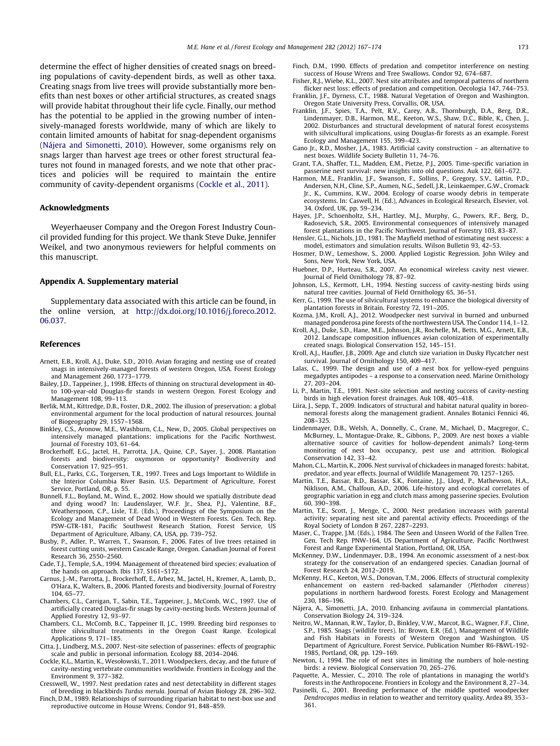determine the effect of higher densities of created snags on breeding populations of cavity-dependent birds, as well as other taxa. Creating snags from live trees will provide substantially more benefits than nest boxes or other artificial structures, as created snags will provide habitat throughout their life cycle. Finally, our method has the potential to be applied in the growing number of intensively-managed forests worldwide, many of which are likely to contain limited amounts of habitat for snag-dependent organisms (Nájera and Simonetti, 2010). However, some organisms rely on snags larger than harvest age trees or other forest structural features not found in managed forests, and we note that other practices and policies will be required to maintain the entire community of cavity-dependent organisms (Cockle et al., 2011).

## Acknowledgments

Weyerhaeuser Company and the Oregon Forest Industry Council provided funding for this project. We thank Steve Duke, Jennifer Weikel, and two anonymous reviewers for helpful comments on this manuscript.

## Appendix A. Supplementary material

Supplementary data associated with this article can be found, in the online version, at http://dx.doi.org/10.1016/j.foreco.2012.06.037.

## References

Arnett, E.B., Kroll, A.J., Duke, S.D., 2010. Avian foraging and nesting use of created snags in intensively-managed forests of western Oregon, USA. Forest Ecology and Management 260, 1773–1779.

Bailey, J.D., Tappeiner, J., 1998. Effects of thinning on structural development in 40- to 100-year-old Douglas-fir stands in western Oregon. Forest Ecology and Management 108, 99–113.

Berlik, M.M., Kittredge, D.B., Foster, D.R., 2002. The illusion of preservation: a global environmental argument for the local production of natural resources. Journal of Biogeography 29, 1557–1568.

Binkley, C.S., Aronow, M.E., Washburn, C.L., New, D., 2005. Global perspectives on intensively managed plantations: implications for the Pacific Northwest. Journal of Forestry 103, 61–64.

Brockerhoff, E.G., Jactel, H., Parrotta, J.A., Quine, C.P., Sayer, J., 2008. Plantation forests and biodiversity: oxymoron or opportunity? Biodiversity and Conservation 17, 925–951.

Bull, E.L., Parks, C.G., Torgersen, T.R., 1997. Trees and Logs Important to Wildlife in the Interior Columbia River Basin. U.S. Department of Agriculture, Forest Service, Portland, OR, p. 55.

Bunnell, F.L., Boyland, M., Wind, E., 2002. How should we spatially distribute dead and dying wood? In: Laudenslayer, W.F. Jr., Shea, P.J., Valentine, B.F., Weatherspoon, C.P., Lisle, T.E. (Eds.), Proceedings of the Symposium on the Ecology and Management of Dead Wood in Western Forests. Gen. Tech. Rep. PSW-GTR-181, Pacific Southwest Research Station, Forest Service, US Department of Agriculture, Albany, CA, USA, pp. 739–752.

Busby, P., Adler, P., Warren, T., Swanson, F., 2006. Fates of live trees retained in forest cutting units, western Cascade Range, Oregon. Canadian Journal of Forest Research 36, 2550–2560.

Cade, T.J., Temple, S.A., 1994. Management of threatened bird species: evaluation of the hands on approach. Ibis 137, S161–S172.

Carnus, J.-M., Parrotta, J., Brockerhoff, E., Arbez, M., Jactel, H., Kremer, A., Lamb, D., O'Hara, K., Walters, B., 2006. Planted forests and biodiversity. Journal of Forestry 104, 65–77.

Chambers, C.L., Carrigan, T., Sabin, T.E., Tappeiner, J., McComb, W.C., 1997. Use of artificially created Douglas-fir snags by cavity-nesting birds. Western Journal of Applied Forestry 12, 93–97.

Chambers, C.L., McComb, B.C., Tappeiner II, J.C., 1999. Breeding bird responses to three silvicultural treatments in the Oregon Coast Range. Ecological Applications 9, 171–185.

Citta, J., Lindberg, M.S., 2007. Nest-site selection of passerines: effects of geographic scale and public in personal information. Ecology 88, 2034–2046.

Cockle, K.L., Martin, K., Wesołowski, T., 2011. Woodpeckers, decay, and the future of cavity-nesting vertebrate communities worldwide. Frontiers in Ecology and the Environment 9, 377–382.

Cresswell, W., 1997. Nest predation rates and nest detectability in different stages of breeding in blackbirds *Turdus merula*. Journal of Avian Biology 28, 296–302.

Finch, D.M., 1989. Relationships of surrounding riparian habitat to nest-box use and reproductive outcome in House Wrens. Condor 91, 848–859.

Finch, D.M., 1990. Effects of predation and competitor interference on nesting success of House Wrens and Tree Swallows. Condor 92, 674–687.

Fisher, R.J., Wiebe, K.L., 2007. Nest site attributes and temporal patterns of northern flicker nest loss: effects of predation and competition. Oecologia 147, 744–753.

Franklin, J.F., Dyrness, C.T., 1988. Natural Vegetation of Oregon and Washington. Oregon State University Press, Corvallis, OR, USA.

Franklin, J.F., Spies, T.A., Pelt, R.V., Carey, A.B., Thornburgh, D.A., Berg, D.R., Lindenmayer, D.B., Harmon, M.E., Keeton, W.S., Shaw, D.C., Bible, K., Chen, J., 2002. Disturbances and structural development of natural forest ecosystems with silvicultural implications, using Douglas-fir forests as an example. Forest Ecology and Management 155, 399–423.

Gano Jr., R.D., Mosher, J.A., 1983. Artificial cavity construction – an alternative to nest boxes. Wildlife Society Bulletin 11, 74–76.

Grant, T.A., Shaffer, T.L., Madden, E.M., Pietze, P.J., 2005. Time-specific variation in passerine nest survival: new insights into old questions. Auk 122, 661–672.

Harmon, M.E., Franklin, J.F., Swanson, F., Sollins, P., Gregory, S.V., Lattin, P.D., Andersen, N.H., Cline, S.P., Aumen, N.G., Sedell, J.R., Leinkaemper, G.W., Cromack Jr., K., Cummins, K.W., 2004. Ecology of coarse woody debris in temperate ecosystems. In: Caswell, H. (Ed.), Advances in Ecological Research, Elsevier, vol. 34. Oxford, UK, pp. 59–234.

Hayes, J.P., Schoenholtz, S.H., Hartley, M.J., Murphy, G., Powers, R.F., Berg, D., Radosevich, S.R., 2005. Environmental consequences of intensively managed forest plantations in the Pacific Northwest. Journal of Forestry 103, 83–87.

Hensler, G.L., Nichols, J.D., 1981. The Mayfield method of estimating nest success: a model, estimators and simulation results. Wilson Bulletin 93, 42–53.

Hosmer, D.W., Lemeshow, S., 2000. Applied Logistic Regression. John Wiley and Sons, New York, New York, USA.

Huebner, D.P., Hurteau, S.R., 2007. An economical wireless cavity nest viewer. Journal of Field Ornithology 78, 87–92.

Johnson, L.S., Kermott, L.H., 1994. Nesting success of cavity-nesting birds using natural tree cavities. Journal of Field Ornithology 65, 36–51.

Kerr, G., 1999. The use of silvicultural systems to enhance the biological diversity of plantation forests in Britain. Forestry 72, 191–205.

Kozma, J.M., Kroll, A.J., 2012. Woodpecker nest survival in burned and unburned managed ponderosa pine forests of the northwestern USA. The Condor 114, 1–12.

Kroll, A.J., Duke, S.D., Hane, M.E., Johnson, J.R., Rochelle, M., Betts, M.G., Arnett, E.B., 2012. Landscape composition influences avian colonization of experimentally created snags. Biological Conservation 152, 145–151.

Kroll, A.J., Haufler, J.B., 2009. Age and clutch size variation in Dusky Flycatcher nest survival. Journal of Ornithology 150, 409–417.

Lalas, C., 1999. The design and use of a nest box for yellow-eyed penguins megadyptes antipodes – a response to a conservation need. Marine Ornithology 27, 203–204.

Li, P., Martin, T.E., 1991. Nest-site selection and nesting success of cavity-nesting birds in high elevation forest drainages. Auk 108, 405–418.

Liira, J., Sepp, T., 2009. Indicators of structural and habitat natural quality in boreo-nemoral forests along the management gradient. Annales Botanici Fennici 46, 208–325.

Lindenmayer, D.B., Welsh, A., Donnelly, C., Crane, M., Michael, D., Macgregor, C., McBurney, L., Montague-Drake, R., Gibbons, P., 2009. Are nest boxes a viable alternative source of cavities for hollow-dependent animals? Long-term monitoring of nest box occupancy, pest use and attrition. Biological Conservation 142, 33–42.

Mahon, C.L., Martin, K., 2006. Nest survival of chickadees in managed forests: habitat, predator, and year effects. Journal of Wildlife Management 70, 1257–1265.

Martin, T.E., Bassar, R.D., Bassar, S.K., Fontaine, J.J., Lloyd, P., Mathewson, H.A., Niklison, A.M., Chalfoun, A.D., 2006. Life-history and ecological correlates of geographic variation in egg and clutch mass among passerine species. Evolution 60, 390–398.

Martin, T.E., Scott, J., Menge, C., 2000. Nest predation increases with parental activity: separating nest site and parental activity effects. Proceedings of the Royal Society of London B 267, 2287–2293.

Maser, C., Trappe, J.M. (Eds.), 1984. The Seen and Unseen World of the Fallen Tree. Gen. Tech Rep. PNW-164, US Department of Agriculture, Pacific Northwest Forest and Range Experimental Station, Portland, OR, USA.

McKenney, D.W., Lindenmayer, D.B., 1994. An economic assessment of a nest-box strategy for the conservation of an endangered species. Canadian Journal of Forest Research 24, 2012–2019.

McKenny, H.C., Keeton, W.S., Donovan, T.M., 2006. Effects of structural complexity enhancement on eastern red-backed salamander (*Plethodon cinereus*) populations in northern hardwood forests. Forest Ecology and Management 230, 186–196.

Nájera, A., Simonetti, J.A., 2010. Enhancing avifauna in commercial plantations. Conservation Biology 24, 319–324.

Neitro, W., Mannan, R.W., Taylor, D., Binkley, V.W., Marcot, B.G., Wagner, F.F., Cline, S.P., 1985. Snags (wildlife trees). In: Brown, E.R. (Ed.), Management of Wildlife and Fish Habitats in Forests of Western Oregon and Washington. US Department of Agriculture, Forest Service, Publication Number R6-F&WL-192-1985, Portland, OR, pp. 129–169.

Newton, I., 1994. The role of nest sites in limiting the numbers of hole-nesting birds: a review. Biological Conservation 70, 265–276.

Paquette, A., Messier, C., 2010. The role of plantations in managing the world's forests in the Anthropocene. Frontiers in Ecology and the Environment 8, 27–34.

Pasinelli, G., 2001. Breeding performance of the middle spotted woodpecker *Dendrocopos medius* in relation to weather and territory quality. Ardea 89, 353–361.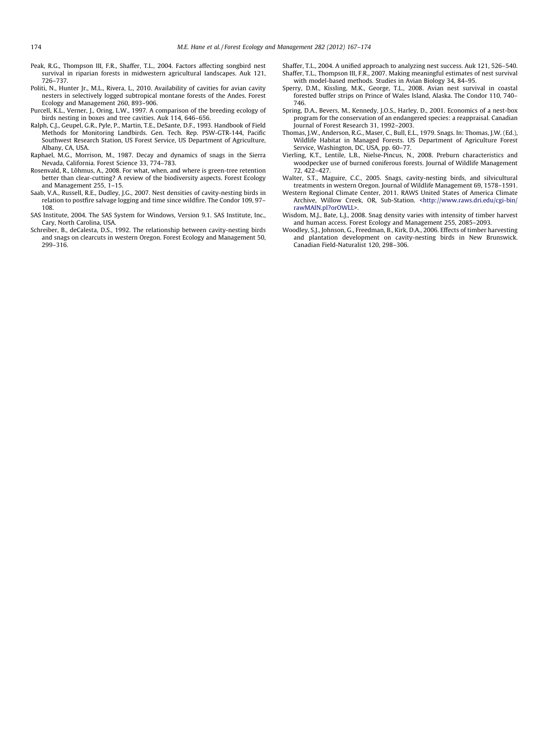Peak, R.G., Thompson III, F.R., Shaffer, T.L., 2004. Factors affecting songbird nest survival in riparian forests in midwestern agricultural landscapes. Auk 121, 726–737.

Politi, N., Hunter Jr., M.L., Rivera, L., 2010. Availability of cavities for avian cavity nesters in selectively logged subtropical montane forests of the Andes. Forest Ecology and Management 260, 893–906.

Purcell, K.L., Verner, J., Oring, L.W., 1997. A comparison of the breeding ecology of birds nesting in boxes and tree cavities. Auk 114, 646–656.

Ralph, C.J., Geupel, G.R., Pyle, P., Martin, T.E., DeSante, D.F., 1993. Handbook of Field Methods for Monitoring Landbirds. Gen. Tech. Rep. PSW-GTR-144, Pacific Southwest Research Station, US Forest Service, US Department of Agriculture, Albany, CA, USA.

Raphael, M.G., Morrison, M., 1987. Decay and dynamics of snags in the Sierra Nevada, California. Forest Science 33, 774–783.

Rosenvald, R., Lõhmus, A., 2008. For what, when, and where is green-tree retention better than clear-cutting? A review of the biodiversity aspects. Forest Ecology and Management 255, 1–15.

Saab, V.A., Russell, R.E., Dudley, J.G., 2007. Nest densities of cavity-nesting birds in relation to postfire salvage logging and time since wildfire. The Condor 109, 97–108.

SAS Institute, 2004. The SAS System for Windows, Version 9.1. SAS Institute, Inc., Cary, North Carolina, USA.

Schreiber, B., deCalesta, D.S., 1992. The relationship between cavity-nesting birds and snags on clearcuts in western Oregon. Forest Ecology and Management 50, 299–316.

Shaffer, T.L., 2004. A unified approach to analyzing nest success. Auk 121, 526–540.

Shaffer, T.L., Thompson III, F.R., 2007. Making meaningful estimates of nest survival with model-based methods. Studies in Avian Biology 34, 84–95.

Sperry, D.M., Kissling, M.K., George, T.L., 2008. Avian nest survival in coastal forested buffer strips on Prince of Wales Island, Alaska. The Condor 110, 740–746.

Spring, D.A., Bevers, M., Kennedy, J.O.S., Harley, D., 2001. Economics of a nest-box program for the conservation of an endangered species: a reappraisal. Canadian Journal of Forest Research 31, 1992–2003.

Thomas, J.W., Anderson, R.G., Maser, C., Bull, E.L., 1979. Snags. In: Thomas, J.W. (Ed.), Wildlife Habitat in Managed Forests. US Department of Agriculture Forest Service, Washington, DC, USA, pp. 60–77.

Vierling, K.T., Lentile, L.B., Nielse-Pincus, N., 2008. Preburn characteristics and woodpecker use of burned coniferous forests. Journal of Wildlife Management 72, 422–427.

Walter, S.T., Maguire, C.C., 2005. Snags, cavity-nesting birds, and silvicultural treatments in western Oregon. Journal of Wildlife Management 69, 1578–1591.

Western Regional Climate Center, 2011. RAWS United States of America Climate Archive, Willow Creek, OR, Sub-Station. <http://www.raws.dri.edu/cgi-bin/rawMAIN.pl?orOWLL>.

Wisdom, M.J., Bate, L.J., 2008. Snag density varies with intensity of timber harvest and human access. Forest Ecology and Management 255, 2085–2093.

Woodley, S.J., Johnson, G., Freedman, B., Kirk, D.A., 2006. Effects of timber harvesting and plantation development on cavity-nesting birds in New Brunswick. Canadian Field-Naturalist 120, 298–306.